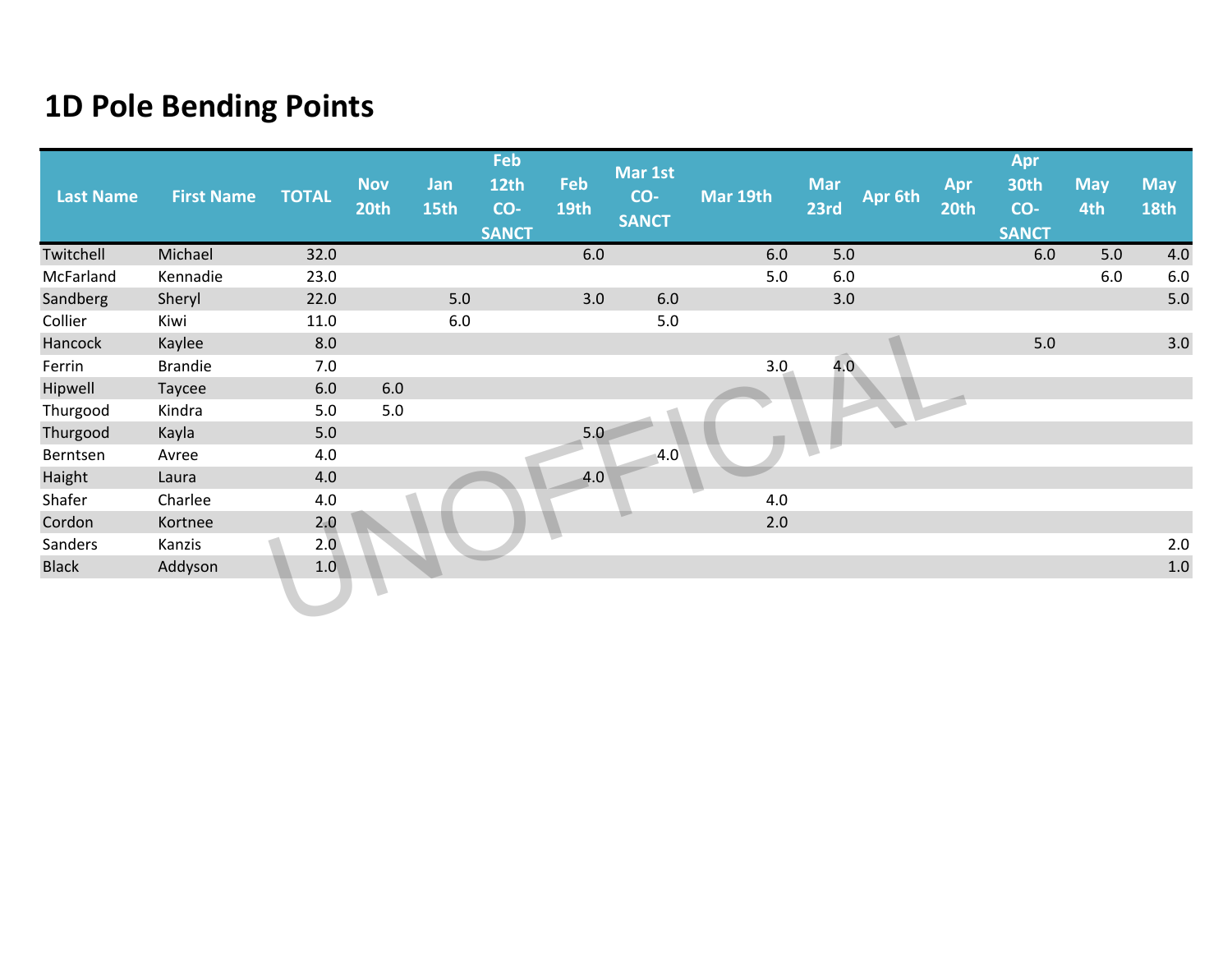# 1D Pole Bending Points

| Last Name | First Name | TOTAL | Nov 20th | Jan 15th | Feb 12th CO-SANCT | Feb 19th | Mar 1st CO-SANCT | Mar 19th | Mar 23rd | Apr 6th | Apr 20th | Apr 30th CO-SANCT | May 4th | May 18th |
|---|---|---|---|---|---|---|---|---|---|---|---|---|---|---|
| Twitchell | Michael | 32.0 | | | | 6.0 | | 6.0 | 5.0 | | | 6.0 | 5.0 | 4.0 |
| McFarland | Kennadie | 23.0 | | | | | | 5.0 | 6.0 | | | | 6.0 | 6.0 |
| Sandberg | Sheryl | 22.0 | | 5.0 | | 3.0 | 6.0 | | 3.0 | | | | | 5.0 |
| Collier | Kiwi | 11.0 | | 6.0 | | | 5.0 | | | | | | | |
| Hancock | Kaylee | 8.0 | | | | | | | | | | 5.0 | | 3.0 |
| Ferrin | Brandie | 7.0 | | | | | | 3.0 | 4.0 | | | | | |
| Hipwell | Taycee | 6.0 | 6.0 | | | | | | | | | | | |
| Thurgood | Kindra | 5.0 | 5.0 | | | | | | | | | | | |
| Thurgood | Kayla | 5.0 | | | | 5.0 | | | | | | | | |
| Berntsen | Avree | 4.0 | | | | | 4.0 | | | | | | | |
| Haight | Laura | 4.0 | | | | 4.0 | | | | | | | | |
| Shafer | Charlee | 4.0 | | | | | | 4.0 | | | | | | |
| Cordon | Kortnee | 2.0 | | | | | | 2.0 | | | | | | |
| Sanders | Kanzis | 2.0 | | | | | | | | | | | | 2.0 |
| Black | Addyson | 1.0 | | | | | | | | | | | | 1.0 |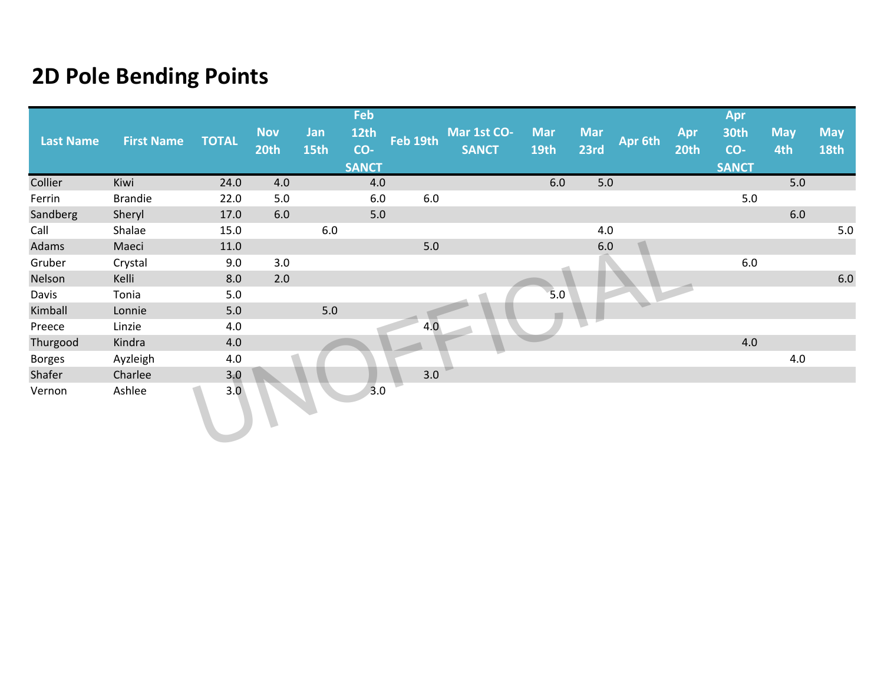# 2D Pole Bending Points

| Last Name | First Name | TOTAL | Nov 20th | Jan 15th | Feb 12th CO-SANCT | Feb 19th | Mar 1st CO-SANCT | Mar 19th | Mar 23rd | Apr 6th | Apr 20th | Apr 30th CO-SANCT | May 4th | May 18th |
|---|---|---|---|---|---|---|---|---|---|---|---|---|---|---|
| Collier | Kiwi | 24.0 | 4.0 | | 4.0 | | | 6.0 | 5.0 | | | | 5.0 | |
| Ferrin | Brandie | 22.0 | 5.0 | | 6.0 | 6.0 | | | | | | 5.0 | | |
| Sandberg | Sheryl | 17.0 | 6.0 | | 5.0 | | | | | | | | 6.0 | |
| Call | Shalae | 15.0 | | 6.0 | | | | | 4.0 | | | | | 5.0 |
| Adams | Maeci | 11.0 | | | | 5.0 | | | 6.0 | | | | | |
| Gruber | Crystal | 9.0 | 3.0 | | | | | | | | | 6.0 | | |
| Nelson | Kelli | 8.0 | 2.0 | | | | | | | | | | | 6.0 |
| Davis | Tonia | 5.0 | | | | | | 5.0 | | | | | | |
| Kimball | Lonnie | 5.0 | | 5.0 | | | | | | | | | | |
| Preece | Linzie | 4.0 | | | | 4.0 | | | | | | | | |
| Thurgood | Kindra | 4.0 | | | | | | | | | | 4.0 | | |
| Borges | Ayzleigh | 4.0 | | | | | | | | | | | 4.0 | |
| Shafer | Charlee | 3.0 | | | | 3.0 | | | | | | | | |
| Vernon | Ashlee | 3.0 | | | 3.0 | | | | | | | | | |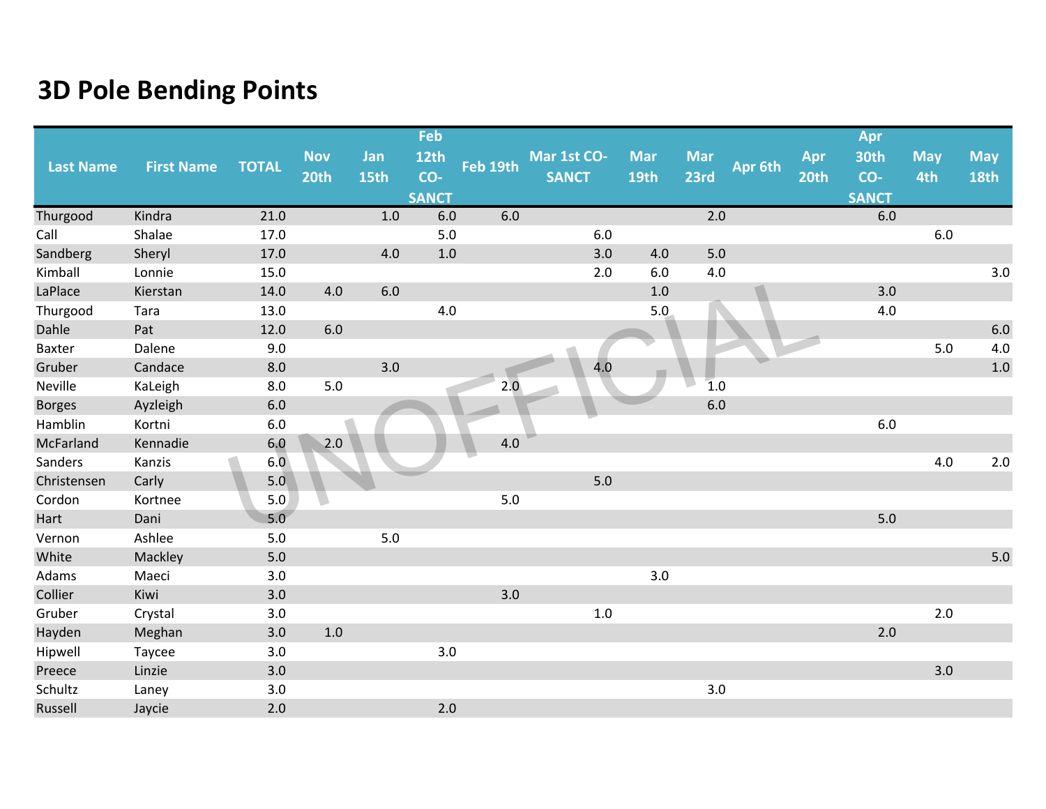# 3D Pole Bending Points

| Last Name | First Name | TOTAL | Nov 20th | Jan 15th | Feb 12th CO-SANCT | Feb 19th | Mar 1st CO-SANCT | Mar 19th | Mar 23rd | Apr 6th | Apr 20th | Apr 30th CO-SANCT | May 4th | May 18th |
|---|---|---|---|---|---|---|---|---|---|---|---|---|---|---|
| Thurgood | Kindra | 21.0 | | 1.0 | 6.0 | 6.0 | | | 2.0 | | | 6.0 | | |
| Call | Shalae | 17.0 | | | 5.0 | | 6.0 | | | | | | 6.0 | |
| Sandberg | Sheryl | 17.0 | | 4.0 | 1.0 | | 3.0 | 4.0 | 5.0 | | | | | |
| Kimball | Lonnie | 15.0 | | | | | 2.0 | 6.0 | 4.0 | | | | | 3.0 |
| LaPlace | Kierstan | 14.0 | 4.0 | 6.0 | | | | 1.0 | | | | 3.0 | | |
| Thurgood | Tara | 13.0 | | | 4.0 | | | 5.0 | | | | 4.0 | | |
| Dahle | Pat | 12.0 | 6.0 | | | | | | | | | | | 6.0 |
| Baxter | Dalene | 9.0 | | | | | | | | | | | 5.0 | 4.0 |
| Gruber | Candace | 8.0 | | 3.0 | | | 4.0 | | | | | | | 1.0 |
| Neville | KaLeigh | 8.0 | 5.0 | | | 2.0 | | | 1.0 | | | | | |
| Borges | Ayzleigh | 6.0 | | | | | | | 6.0 | | | | | |
| Hamblin | Kortni | 6.0 | | | | | | | | | | 6.0 | | |
| McFarland | Kennadie | 6.0 | 2.0 | | | 4.0 | | | | | | | | |
| Sanders | Kanzis | 6.0 | | | | | | | | | | | 4.0 | 2.0 |
| Christensen | Carly | 5.0 | | | | | 5.0 | | | | | | | |
| Cordon | Kortnee | 5.0 | | | | 5.0 | | | | | | | | |
| Hart | Dani | 5.0 | | | | | | | | | | 5.0 | | |
| Vernon | Ashlee | 5.0 | | 5.0 | | | | | | | | | | |
| White | Mackley | 5.0 | | | | | | | | | | | | 5.0 |
| Adams | Maeci | 3.0 | | | | | | 3.0 | | | | | | |
| Collier | Kiwi | 3.0 | | | | 3.0 | | | | | | | | |
| Gruber | Crystal | 3.0 | | | | | 1.0 | | | | | | 2.0 | |
| Hayden | Meghan | 3.0 | 1.0 | | | | | | | | | 2.0 | | |
| Hipwell | Taycee | 3.0 | | | 3.0 | | | | | | | | | |
| Preece | Linzie | 3.0 | | | | | | | | | | | 3.0 | |
| Schultz | Laney | 3.0 | | | | | | | 3.0 | | | | | |
| Russell | Jaycie | 2.0 | | | 2.0 | | | | | | | | | |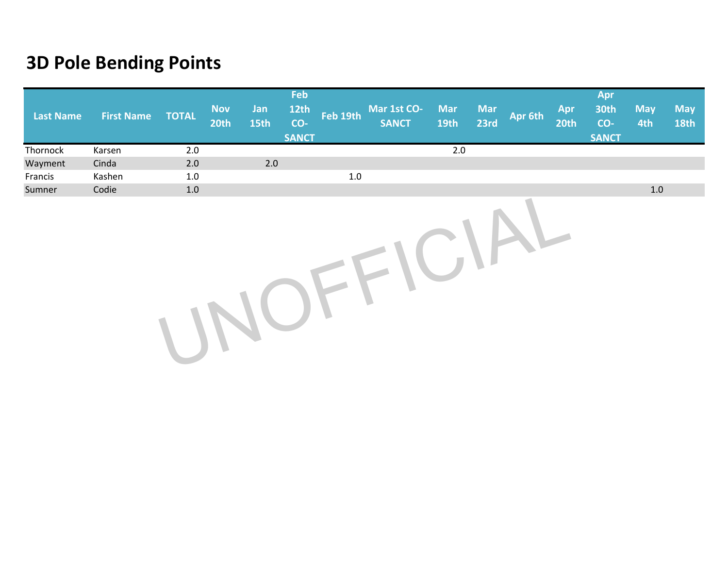# 3D Pole Bending Points

| Last Name | First Name | TOTAL | Nov 20th | Jan 15th | Feb 12th CO-SANCT | Feb 19th | Mar 1st CO-SANCT | Mar 19th | Mar 23rd | Apr 6th | Apr 20th | Apr 30th CO-SANCT | May 4th | May 18th |
|---|---|---|---|---|---|---|---|---|---|---|---|---|---|---|
| Thornock | Karsen | 2.0 | | | | | | 2.0 | | | | | | |
| Wayment | Cinda | 2.0 | | 2.0 | | | | | | | | | | |
| Francis | Kashen | 1.0 | | | | 1.0 | | | | | | | | |
| Sumner | Codie | 1.0 | | | | | | | | | | | 1.0 | |

UNOFFICIAL